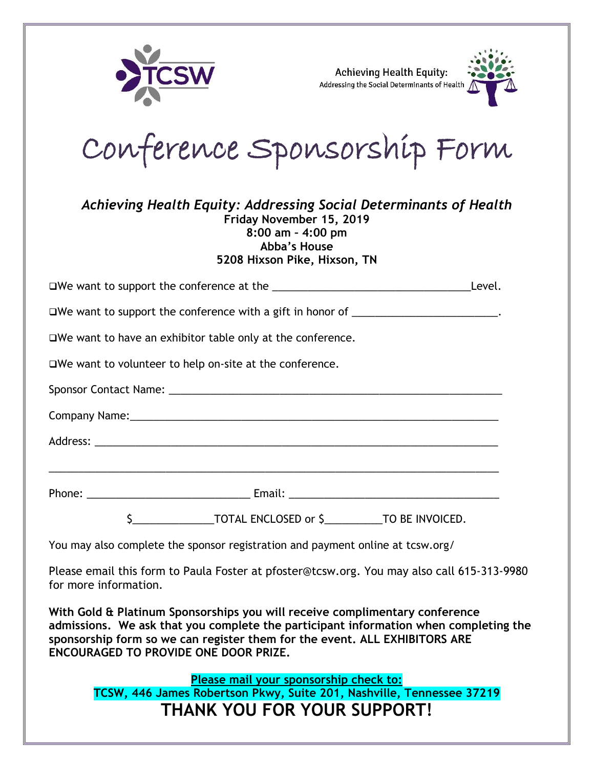TCSW

Achieving Health Equity:
Addressing the Social Determinants of Health

# Conference Sponsorship Form

***Achieving Health Equity: Addressing Social Determinants of Health***
**Friday November 15, 2019**
**8:00 am – 4:00 pm**
**Abba's House**
**5208 Hixson Pike, Hixson, TN**

❑We want to support the conference at the ________________________________Level.

❑We want to support the conference with a gift in honor of ________________________.

❑We want to have an exhibitor table only at the conference.

❑We want to volunteer to help on-site at the conference.

Sponsor Contact Name: ___________________________________________________

Company Name:________________________________________________________

Address: _____________________________________________________________

_____________________________________________________________________

Phone: ___________________________ Email: ________________________________

$______________TOTAL ENCLOSED or $__________TO BE INVOICED.

You may also complete the sponsor registration and payment online at tcsw.org/

Please email this form to Paula Foster at pfoster@tcsw.org. You may also call 615-313-9980 for more information.

**With Gold & Platinum Sponsorships you will receive complimentary conference admissions. We ask that you complete the participant information when completing the sponsorship form so we can register them for the event. ALL EXHIBITORS ARE ENCOURAGED TO PROVIDE ONE DOOR PRIZE.**

**Please mail your sponsorship check to:**
**TCSW, 446 James Robertson Pkwy, Suite 201, Nashville, Tennessee 37219**

**THANK YOU FOR YOUR SUPPORT!**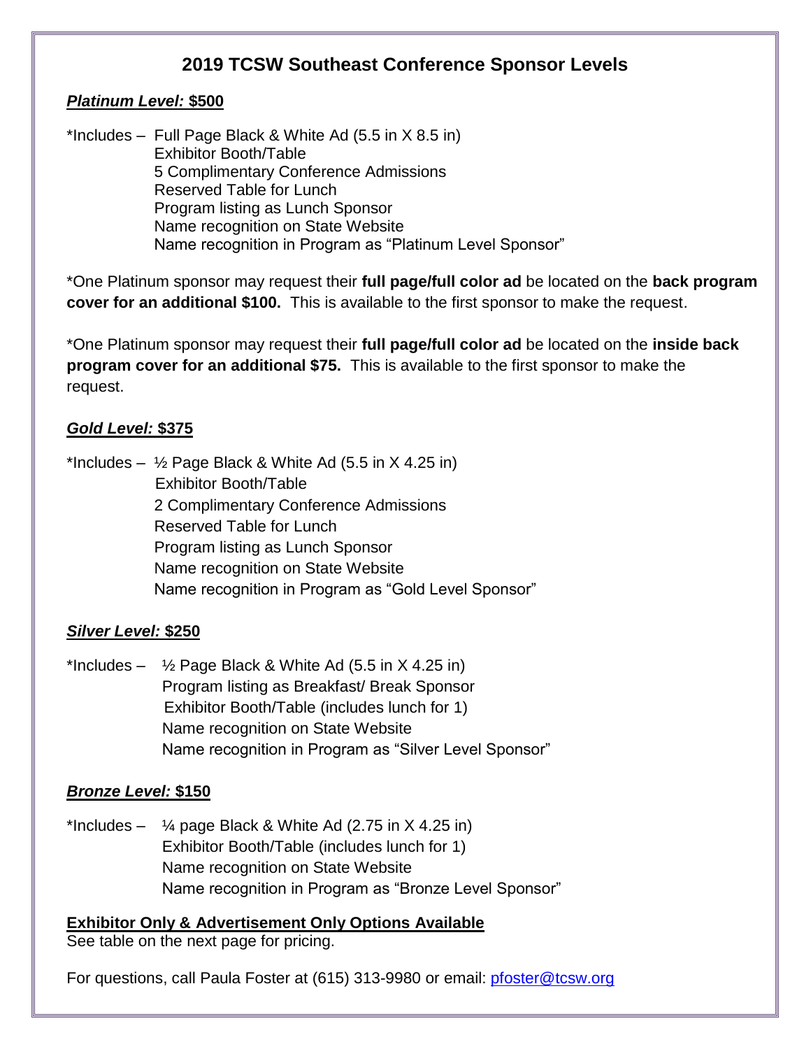# 2019 TCSW Southeast Conference Sponsor Levels

***Platinum Level:* $500**

*Includes –
- Full Page Black & White Ad (5.5 in X 8.5 in)
- Exhibitor Booth/Table
- 5 Complimentary Conference Admissions
- Reserved Table for Lunch
- Program listing as Lunch Sponsor
- Name recognition on State Website
- Name recognition in Program as "Platinum Level Sponsor"

*One Platinum sponsor may request their **full page/full color ad** be located on the **back program cover for an additional $100.** This is available to the first sponsor to make the request.

*One Platinum sponsor may request their **full page/full color ad** be located on the **inside back program cover for an additional $75.** This is available to the first sponsor to make the request.

***Gold Level:* $375**

*Includes –
- ½ Page Black & White Ad (5.5 in X 4.25 in)
- Exhibitor Booth/Table
- 2 Complimentary Conference Admissions
- Reserved Table for Lunch
- Program listing as Lunch Sponsor
- Name recognition on State Website
- Name recognition in Program as "Gold Level Sponsor"

***Silver Level:* $250**

*Includes –
- ½ Page Black & White Ad (5.5 in X 4.25 in)
- Program listing as Breakfast/ Break Sponsor
- Exhibitor Booth/Table (includes lunch for 1)
- Name recognition on State Website
- Name recognition in Program as "Silver Level Sponsor"

***Bronze Level:* $150**

*Includes –
- ¼ page Black & White Ad (2.75 in X 4.25 in)
- Exhibitor Booth/Table (includes lunch for 1)
- Name recognition on State Website
- Name recognition in Program as "Bronze Level Sponsor"

**Exhibitor Only & Advertisement Only Options Available**
See table on the next page for pricing.

For questions, call Paula Foster at (615) 313-9980 or email: pfoster@tcsw.org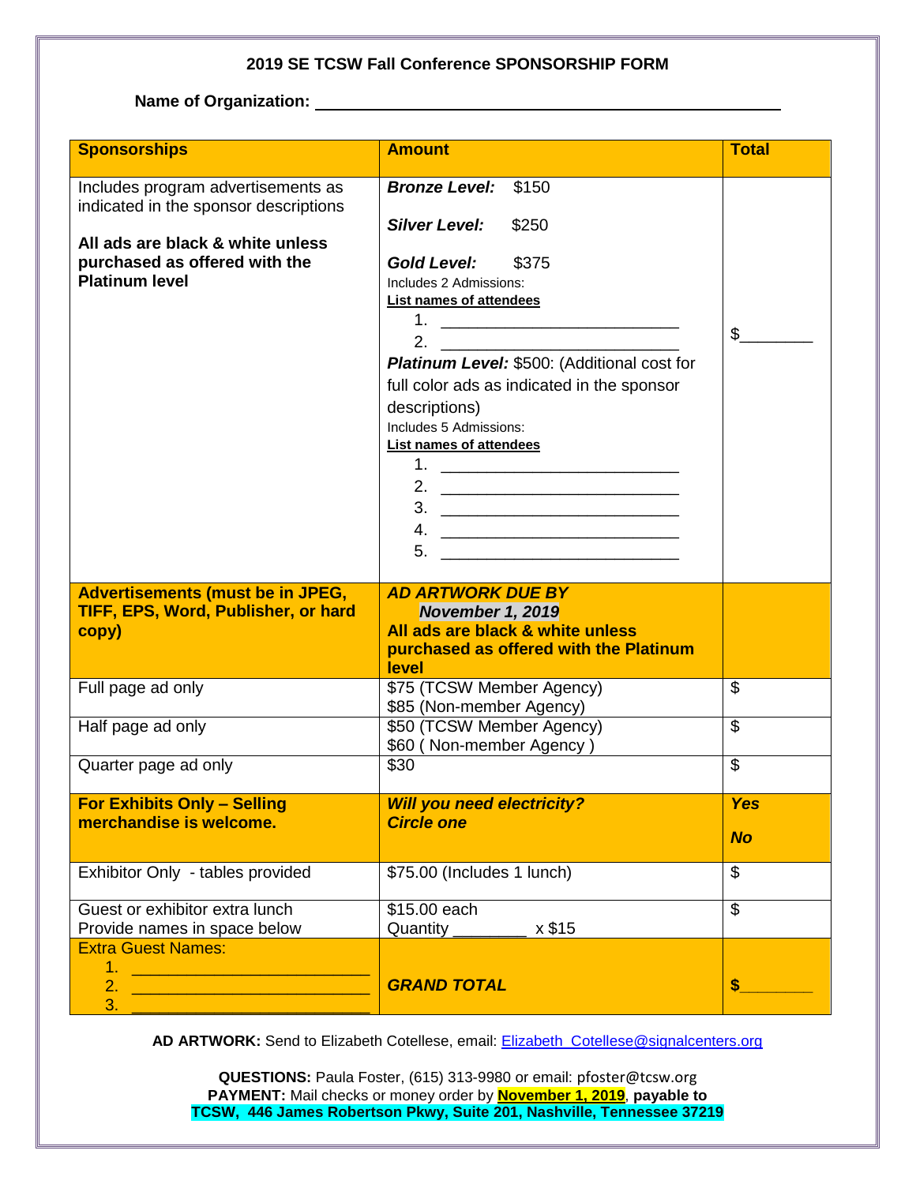## 2019 SE TCSW Fall Conference SPONSORSHIP FORM

**Name of Organization:** ______________________________________________

| **Sponsorships** | **Amount** | **Total** |
|---|---|---|
| Includes program advertisements as indicated in the sponsor descriptions<br><br>**All ads are black & white unless purchased as offered with the Platinum level** | ***Bronze Level:*** $150<br><br>***Silver Level:*** $250<br><br>***Gold Level:*** $375<br>Includes 2 Admissions:<br>**List names of attendees**<br>1. ________________________<br>2. ________________________<br>***Platinum Level:*** $500: (Additional cost for full color ads as indicated in the sponsor descriptions)<br>Includes 5 Admissions:<br>**List names of attendees**<br>1. ________________________<br>2. ________________________<br>3. ________________________<br>4. ________________________<br>5. ________________________ | $________ |
| **Advertisements (must be in JPEG, TIFF, EPS, Word, Publisher, or hard copy)** | ***AD ARTWORK DUE BY November 1, 2019***<br>**All ads are black & white unless purchased as offered with the Platinum level** | |
| Full page ad only | $75 (TCSW Member Agency)<br>$85 (Non-member Agency) | $ |
| Half page ad only | $50 (TCSW Member Agency)<br>$60 ( Non-member Agency ) | $ |
| Quarter page ad only | $30 | $ |
| **For Exhibits Only – Selling merchandise is welcome.** | ***Will you need electricity? Circle one*** | ***Yes***<br><br>***No*** |
| Exhibitor Only - tables provided | $75.00 (Includes 1 lunch) | $ |
| Guest or exhibitor extra lunch<br>Provide names in space below | $15.00 each<br>Quantity ________ x $15 | $ |
| Extra Guest Names:<br>1. ________________________<br>2. ________________________<br>3. ________________________ | ***GRAND TOTAL*** | **$________** |

**AD ARTWORK:** Send to Elizabeth Cotellese, email: Elizabeth_Cotellese@signalcenters.org

**QUESTIONS:** Paula Foster, (615) 313-9980 or email: pfoster@tcsw.org
**PAYMENT:** Mail checks or money order by **November 1, 2019**, **payable to TCSW, 446 James Robertson Pkwy, Suite 201, Nashville, Tennessee 37219**